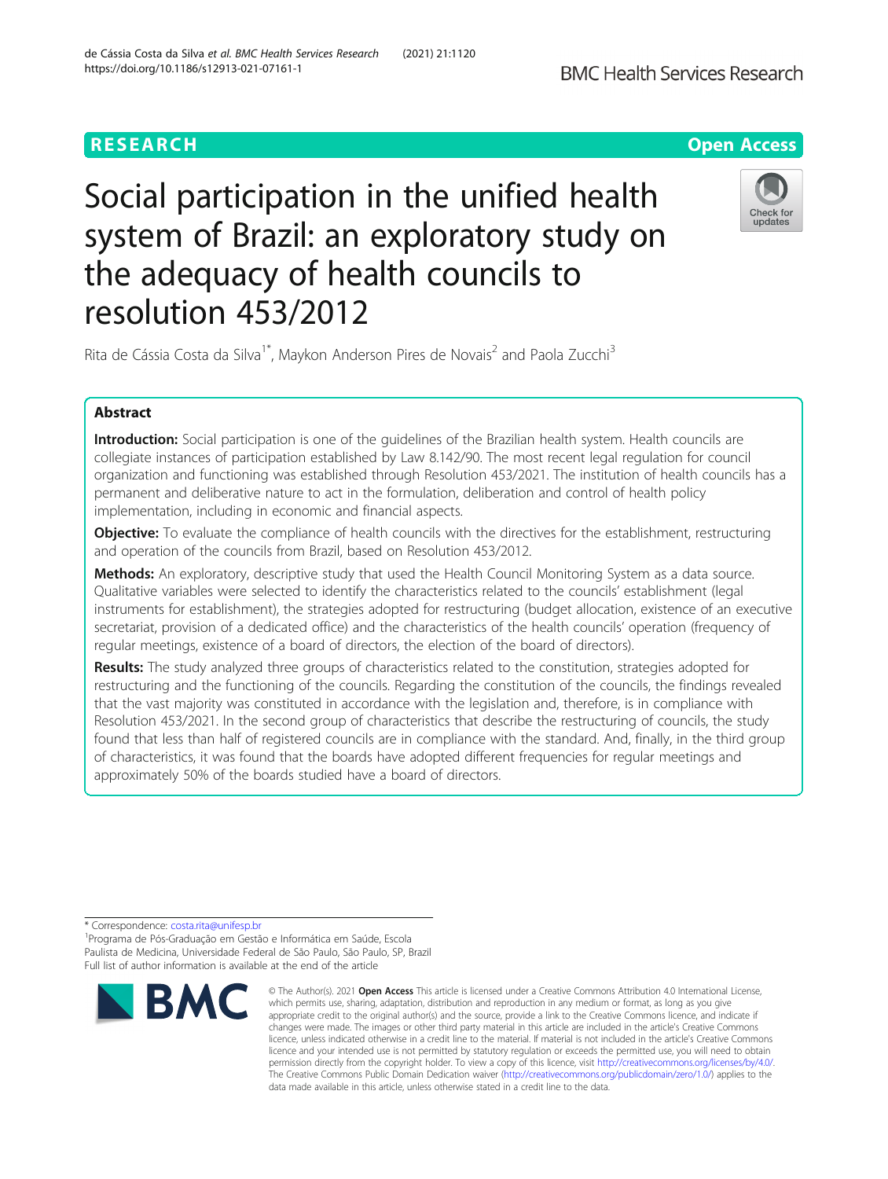RESEARCH

Open Access

# Social participation in the unified health system of Brazil: an exploratory study on the adequacy of health councils to resolution 453/2012

Rita de Cássia Costa da Silva[1*], Maykon Anderson Pires de Novais[2] and Paola Zucchi[3]

## Abstract

**Introduction:** Social participation is one of the guidelines of the Brazilian health system. Health councils are collegiate instances of participation established by Law 8.142/90. The most recent legal regulation for council organization and functioning was established through Resolution 453/2021. The institution of health councils has a permanent and deliberative nature to act in the formulation, deliberation and control of health policy implementation, including in economic and financial aspects.

**Objective:** To evaluate the compliance of health councils with the directives for the establishment, restructuring and operation of the councils from Brazil, based on Resolution 453/2012.

**Methods:** An exploratory, descriptive study that used the Health Council Monitoring System as a data source. Qualitative variables were selected to identify the characteristics related to the councils' establishment (legal instruments for establishment), the strategies adopted for restructuring (budget allocation, existence of an executive secretariat, provision of a dedicated office) and the characteristics of the health councils' operation (frequency of regular meetings, existence of a board of directors, the election of the board of directors).

**Results:** The study analyzed three groups of characteristics related to the constitution, strategies adopted for restructuring and the functioning of the councils. Regarding the constitution of the councils, the findings revealed that the vast majority was constituted in accordance with the legislation and, therefore, is in compliance with Resolution 453/2021. In the second group of characteristics that describe the restructuring of councils, the study found that less than half of registered councils are in compliance with the standard. And, finally, in the third group of characteristics, it was found that the boards have adopted different frequencies for regular meetings and approximately 50% of the boards studied have a board of directors.

* Correspondence: costa.rita@unifesp.br

[1]Programa de Pós-Graduação em Gestão e Informática em Saúde, Escola Paulista de Medicina, Universidade Federal de São Paulo, São Paulo, SP, Brazil

Full list of author information is available at the end of the article

© The Author(s). 2021 **Open Access** This article is licensed under a Creative Commons Attribution 4.0 International License, which permits use, sharing, adaptation, distribution and reproduction in any medium or format, as long as you give appropriate credit to the original author(s) and the source, provide a link to the Creative Commons licence, and indicate if changes were made. The images or other third party material in this article are included in the article's Creative Commons licence, unless indicated otherwise in a credit line to the material. If material is not included in the article's Creative Commons licence and your intended use is not permitted by statutory regulation or exceeds the permitted use, you will need to obtain permission directly from the copyright holder. To view a copy of this licence, visit http://creativecommons.org/licenses/by/4.0/. The Creative Commons Public Domain Dedication waiver (http://creativecommons.org/publicdomain/zero/1.0/) applies to the data made available in this article, unless otherwise stated in a credit line to the data.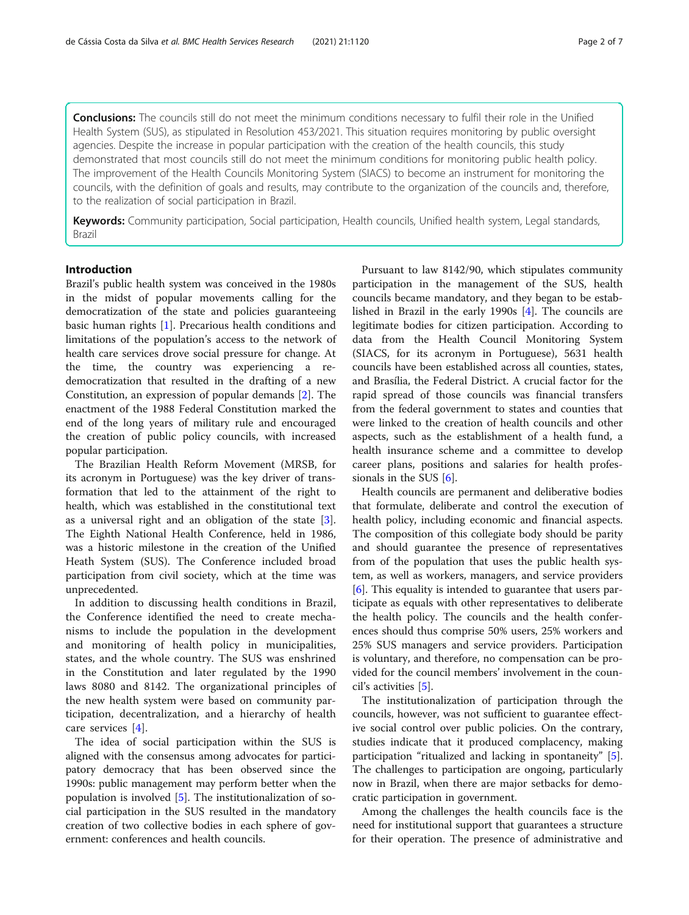**Conclusions:** The councils still do not meet the minimum conditions necessary to fulfil their role in the Unified Health System (SUS), as stipulated in Resolution 453/2021. This situation requires monitoring by public oversight agencies. Despite the increase in popular participation with the creation of the health councils, this study demonstrated that most councils still do not meet the minimum conditions for monitoring public health policy. The improvement of the Health Councils Monitoring System (SIACS) to become an instrument for monitoring the councils, with the definition of goals and results, may contribute to the organization of the councils and, therefore, to the realization of social participation in Brazil.

**Keywords:** Community participation, Social participation, Health councils, Unified health system, Legal standards, Brazil

## Introduction

Brazil's public health system was conceived in the 1980s in the midst of popular movements calling for the democratization of the state and policies guaranteeing basic human rights [1]. Precarious health conditions and limitations of the population's access to the network of health care services drove social pressure for change. At the time, the country was experiencing a re-democratization that resulted in the drafting of a new Constitution, an expression of popular demands [2]. The enactment of the 1988 Federal Constitution marked the end of the long years of military rule and encouraged the creation of public policy councils, with increased popular participation.

The Brazilian Health Reform Movement (MRSB, for its acronym in Portuguese) was the key driver of transformation that led to the attainment of the right to health, which was established in the constitutional text as a universal right and an obligation of the state [3]. The Eighth National Health Conference, held in 1986, was a historic milestone in the creation of the Unified Heath System (SUS). The Conference included broad participation from civil society, which at the time was unprecedented.

In addition to discussing health conditions in Brazil, the Conference identified the need to create mechanisms to include the population in the development and monitoring of health policy in municipalities, states, and the whole country. The SUS was enshrined in the Constitution and later regulated by the 1990 laws 8080 and 8142. The organizational principles of the new health system were based on community participation, decentralization, and a hierarchy of health care services [4].

The idea of social participation within the SUS is aligned with the consensus among advocates for participatory democracy that has been observed since the 1990s: public management may perform better when the population is involved [5]. The institutionalization of social participation in the SUS resulted in the mandatory creation of two collective bodies in each sphere of government: conferences and health councils.

Pursuant to law 8142/90, which stipulates community participation in the management of the SUS, health councils became mandatory, and they began to be established in Brazil in the early 1990s [4]. The councils are legitimate bodies for citizen participation. According to data from the Health Council Monitoring System (SIACS, for its acronym in Portuguese), 5631 health councils have been established across all counties, states, and Brasília, the Federal District. A crucial factor for the rapid spread of those councils was financial transfers from the federal government to states and counties that were linked to the creation of health councils and other aspects, such as the establishment of a health fund, a health insurance scheme and a committee to develop career plans, positions and salaries for health professionals in the SUS [6].

Health councils are permanent and deliberative bodies that formulate, deliberate and control the execution of health policy, including economic and financial aspects. The composition of this collegiate body should be parity and should guarantee the presence of representatives from of the population that uses the public health system, as well as workers, managers, and service providers [6]. This equality is intended to guarantee that users participate as equals with other representatives to deliberate the health policy. The councils and the health conferences should thus comprise 50% users, 25% workers and 25% SUS managers and service providers. Participation is voluntary, and therefore, no compensation can be provided for the council members' involvement in the council's activities [5].

The institutionalization of participation through the councils, however, was not sufficient to guarantee effective social control over public policies. On the contrary, studies indicate that it produced complacency, making participation "ritualized and lacking in spontaneity" [5]. The challenges to participation are ongoing, particularly now in Brazil, when there are major setbacks for democratic participation in government.

Among the challenges the health councils face is the need for institutional support that guarantees a structure for their operation. The presence of administrative and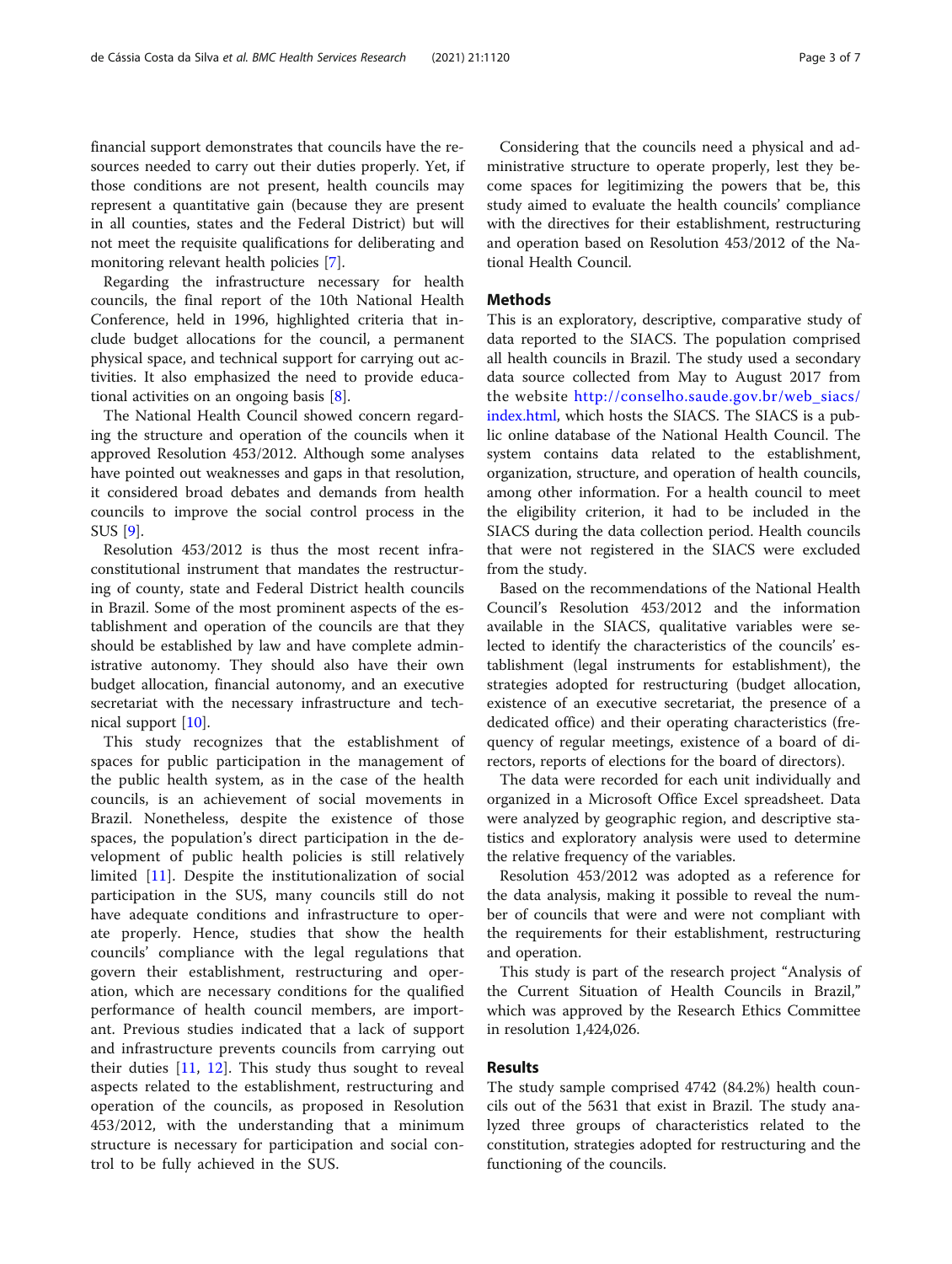financial support demonstrates that councils have the resources needed to carry out their duties properly. Yet, if those conditions are not present, health councils may represent a quantitative gain (because they are present in all counties, states and the Federal District) but will not meet the requisite qualifications for deliberating and monitoring relevant health policies [7].

Regarding the infrastructure necessary for health councils, the final report of the 10th National Health Conference, held in 1996, highlighted criteria that include budget allocations for the council, a permanent physical space, and technical support for carrying out activities. It also emphasized the need to provide educational activities on an ongoing basis [8].

The National Health Council showed concern regarding the structure and operation of the councils when it approved Resolution 453/2012. Although some analyses have pointed out weaknesses and gaps in that resolution, it considered broad debates and demands from health councils to improve the social control process in the SUS [9].

Resolution 453/2012 is thus the most recent infraconstitutional instrument that mandates the restructuring of county, state and Federal District health councils in Brazil. Some of the most prominent aspects of the establishment and operation of the councils are that they should be established by law and have complete administrative autonomy. They should also have their own budget allocation, financial autonomy, and an executive secretariat with the necessary infrastructure and technical support [10].

This study recognizes that the establishment of spaces for public participation in the management of the public health system, as in the case of the health councils, is an achievement of social movements in Brazil. Nonetheless, despite the existence of those spaces, the population's direct participation in the development of public health policies is still relatively limited [11]. Despite the institutionalization of social participation in the SUS, many councils still do not have adequate conditions and infrastructure to operate properly. Hence, studies that show the health councils' compliance with the legal regulations that govern their establishment, restructuring and operation, which are necessary conditions for the qualified performance of health council members, are important. Previous studies indicated that a lack of support and infrastructure prevents councils from carrying out their duties [11, 12]. This study thus sought to reveal aspects related to the establishment, restructuring and operation of the councils, as proposed in Resolution 453/2012, with the understanding that a minimum structure is necessary for participation and social control to be fully achieved in the SUS.

Considering that the councils need a physical and administrative structure to operate properly, lest they become spaces for legitimizing the powers that be, this study aimed to evaluate the health councils' compliance with the directives for their establishment, restructuring and operation based on Resolution 453/2012 of the National Health Council.

## Methods

This is an exploratory, descriptive, comparative study of data reported to the SIACS. The population comprised all health councils in Brazil. The study used a secondary data source collected from May to August 2017 from the website http://conselho.saude.gov.br/web_siacs/index.html, which hosts the SIACS. The SIACS is a public online database of the National Health Council. The system contains data related to the establishment, organization, structure, and operation of health councils, among other information. For a health council to meet the eligibility criterion, it had to be included in the SIACS during the data collection period. Health councils that were not registered in the SIACS were excluded from the study.

Based on the recommendations of the National Health Council's Resolution 453/2012 and the information available in the SIACS, qualitative variables were selected to identify the characteristics of the councils' establishment (legal instruments for establishment), the strategies adopted for restructuring (budget allocation, existence of an executive secretariat, the presence of a dedicated office) and their operating characteristics (frequency of regular meetings, existence of a board of directors, reports of elections for the board of directors).

The data were recorded for each unit individually and organized in a Microsoft Office Excel spreadsheet. Data were analyzed by geographic region, and descriptive statistics and exploratory analysis were used to determine the relative frequency of the variables.

Resolution 453/2012 was adopted as a reference for the data analysis, making it possible to reveal the number of councils that were and were not compliant with the requirements for their establishment, restructuring and operation.

This study is part of the research project "Analysis of the Current Situation of Health Councils in Brazil," which was approved by the Research Ethics Committee in resolution 1,424,026.

## Results

The study sample comprised 4742 (84.2%) health councils out of the 5631 that exist in Brazil. The study analyzed three groups of characteristics related to the constitution, strategies adopted for restructuring and the functioning of the councils.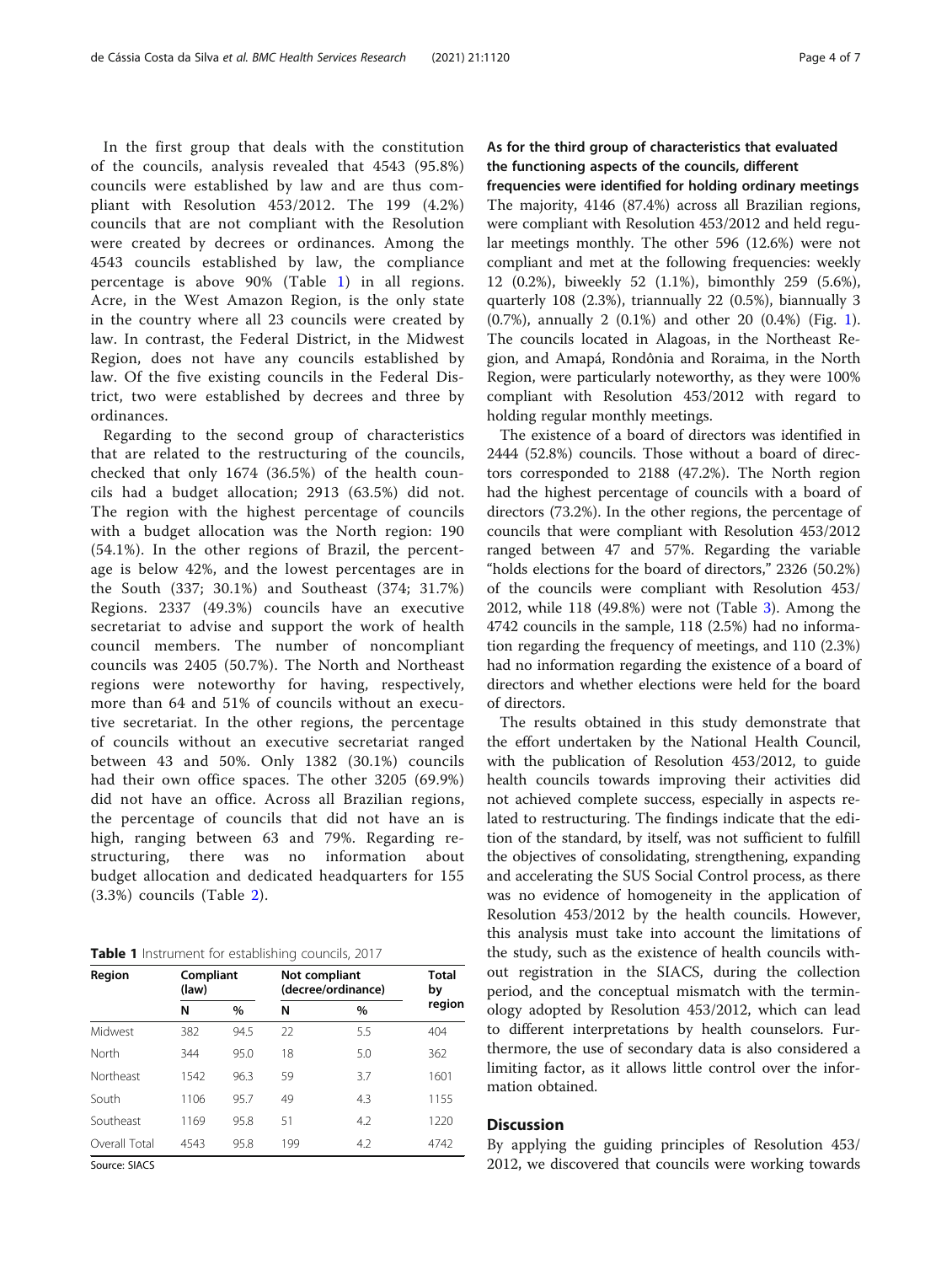In the first group that deals with the constitution of the councils, analysis revealed that 4543 (95.8%) councils were established by law and are thus compliant with Resolution 453/2012. The 199 (4.2%) councils that are not compliant with the Resolution were created by decrees or ordinances. Among the 4543 councils established by law, the compliance percentage is above 90% (Table 1) in all regions. Acre, in the West Amazon Region, is the only state in the country where all 23 councils were created by law. In contrast, the Federal District, in the Midwest Region, does not have any councils established by law. Of the five existing councils in the Federal District, two were established by decrees and three by ordinances.

Regarding to the second group of characteristics that are related to the restructuring of the councils, checked that only 1674 (36.5%) of the health councils had a budget allocation; 2913 (63.5%) did not. The region with the highest percentage of councils with a budget allocation was the North region: 190 (54.1%). In the other regions of Brazil, the percentage is below 42%, and the lowest percentages are in the South (337; 30.1%) and Southeast (374; 31.7%) Regions. 2337 (49.3%) councils have an executive secretariat to advise and support the work of health council members. The number of noncompliant councils was 2405 (50.7%). The North and Northeast regions were noteworthy for having, respectively, more than 64 and 51% of councils without an executive secretariat. In the other regions, the percentage of councils without an executive secretariat ranged between 43 and 50%. Only 1382 (30.1%) councils had their own office spaces. The other 3205 (69.9%) did not have an office. Across all Brazilian regions, the percentage of councils that did not have an is high, ranging between 63 and 79%. Regarding restructuring, there was no information about budget allocation and dedicated headquarters for 155 (3.3%) councils (Table 2).

**Table 1** Instrument for establishing councils, 2017

| Region | Compliant (law) | | Not compliant (decree/ordinance) | | Total by region |
|---|---|---|---|---|---|
| | N | % | N | % | |
| Midwest | 382 | 94.5 | 22 | 5.5 | 404 |
| North | 344 | 95.0 | 18 | 5.0 | 362 |
| Northeast | 1542 | 96.3 | 59 | 3.7 | 1601 |
| South | 1106 | 95.7 | 49 | 4.3 | 1155 |
| Southeast | 1169 | 95.8 | 51 | 4.2 | 1220 |
| Overall Total | 4543 | 95.8 | 199 | 4.2 | 4742 |

Source: SIACS

### As for the third group of characteristics that evaluated the functioning aspects of the councils, different frequencies were identified for holding ordinary meetings

The majority, 4146 (87.4%) across all Brazilian regions, were compliant with Resolution 453/2012 and held regular meetings monthly. The other 596 (12.6%) were not compliant and met at the following frequencies: weekly 12 (0.2%), biweekly 52 (1.1%), bimonthly 259 (5.6%), quarterly 108 (2.3%), triannually 22 (0.5%), biannually 3 (0.7%), annually 2 (0.1%) and other 20 (0.4%) (Fig. 1). The councils located in Alagoas, in the Northeast Region, and Amapá, Rondônia and Roraima, in the North Region, were particularly noteworthy, as they were 100% compliant with Resolution 453/2012 with regard to holding regular monthly meetings.

The existence of a board of directors was identified in 2444 (52.8%) councils. Those without a board of directors corresponded to 2188 (47.2%). The North region had the highest percentage of councils with a board of directors (73.2%). In the other regions, the percentage of councils that were compliant with Resolution 453/2012 ranged between 47 and 57%. Regarding the variable "holds elections for the board of directors," 2326 (50.2%) of the councils were compliant with Resolution 453/2012, while 118 (49.8%) were not (Table 3). Among the 4742 councils in the sample, 118 (2.5%) had no information regarding the frequency of meetings, and 110 (2.3%) had no information regarding the existence of a board of directors and whether elections were held for the board of directors.

The results obtained in this study demonstrate that the effort undertaken by the National Health Council, with the publication of Resolution 453/2012, to guide health councils towards improving their activities did not achieved complete success, especially in aspects related to restructuring. The findings indicate that the edition of the standard, by itself, was not sufficient to fulfill the objectives of consolidating, strengthening, expanding and accelerating the SUS Social Control process, as there was no evidence of homogeneity in the application of Resolution 453/2012 by the health councils. However, this analysis must take into account the limitations of the study, such as the existence of health councils without registration in the SIACS, during the collection period, and the conceptual mismatch with the terminology adopted by Resolution 453/2012, which can lead to different interpretations by health counselors. Furthermore, the use of secondary data is also considered a limiting factor, as it allows little control over the information obtained.

## Discussion

By applying the guiding principles of Resolution 453/2012, we discovered that councils were working towards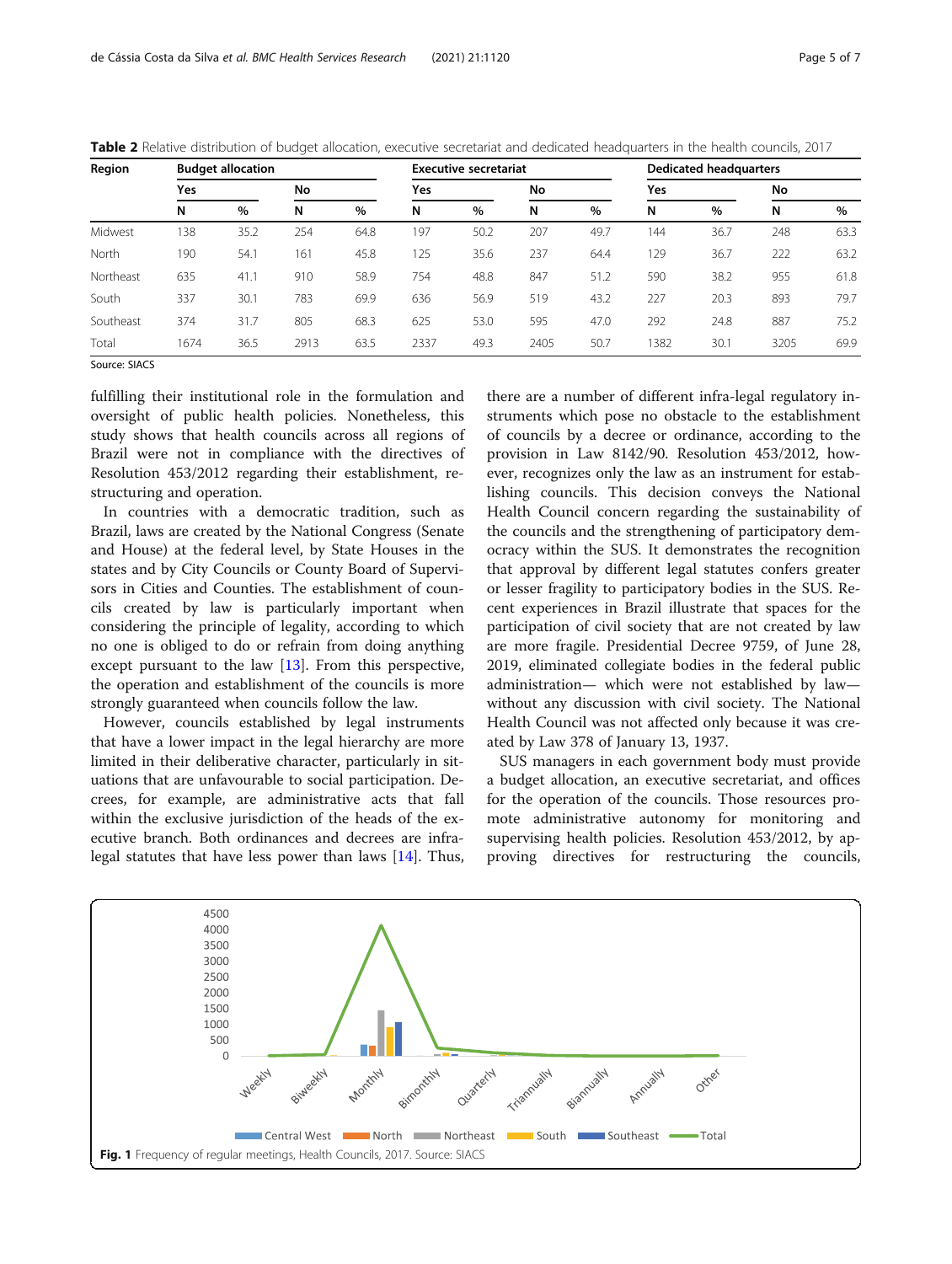**Table 2** Relative distribution of budget allocation, executive secretariat and dedicated headquarters in the health councils, 2017

| Region | Budget allocation | | | | Executive secretariat | | | | Dedicated headquarters | | | |
|---|---|---|---|---|---|---|---|---|---|---|---|---|
| | Yes | | No | | Yes | | No | | Yes | | No | |
| | N | % | N | % | N | % | N | % | N | % | N | % |
| Midwest | 138 | 35.2 | 254 | 64.8 | 197 | 50.2 | 207 | 49.7 | 144 | 36.7 | 248 | 63.3 |
| North | 190 | 54.1 | 161 | 45.8 | 125 | 35.6 | 237 | 64.4 | 129 | 36.7 | 222 | 63.2 |
| Northeast | 635 | 41.1 | 910 | 58.9 | 754 | 48.8 | 847 | 51.2 | 590 | 38.2 | 955 | 61.8 |
| South | 337 | 30.1 | 783 | 69.9 | 636 | 56.9 | 519 | 43.2 | 227 | 20.3 | 893 | 79.7 |
| Southeast | 374 | 31.7 | 805 | 68.3 | 625 | 53.0 | 595 | 47.0 | 292 | 24.8 | 887 | 75.2 |
| Total | 1674 | 36.5 | 2913 | 63.5 | 2337 | 49.3 | 2405 | 50.7 | 1382 | 30.1 | 3205 | 69.9 |

Source: SIACS

fulfilling their institutional role in the formulation and oversight of public health policies. Nonetheless, this study shows that health councils across all regions of Brazil were not in compliance with the directives of Resolution 453/2012 regarding their establishment, restructuring and operation.

In countries with a democratic tradition, such as Brazil, laws are created by the National Congress (Senate and House) at the federal level, by State Houses in the states and by City Councils or County Board of Supervisors in Cities and Counties. The establishment of councils created by law is particularly important when considering the principle of legality, according to which no one is obliged to do or refrain from doing anything except pursuant to the law [13]. From this perspective, the operation and establishment of the councils is more strongly guaranteed when councils follow the law.

However, councils established by legal instruments that have a lower impact in the legal hierarchy are more limited in their deliberative character, particularly in situations that are unfavourable to social participation. Decrees, for example, are administrative acts that fall within the exclusive jurisdiction of the heads of the executive branch. Both ordinances and decrees are infra-legal statutes that have less power than laws [14]. Thus, there are a number of different infra-legal regulatory instruments which pose no obstacle to the establishment of councils by a decree or ordinance, according to the provision in Law 8142/90. Resolution 453/2012, however, recognizes only the law as an instrument for establishing councils. This decision conveys the National Health Council concern regarding the sustainability of the councils and the strengthening of participatory democracy within the SUS. It demonstrates the recognition that approval by different legal statutes confers greater or lesser fragility to participatory bodies in the SUS. Recent experiences in Brazil illustrate that spaces for the participation of civil society that are not created by law are more fragile. Presidential Decree 9759, of June 28, 2019, eliminated collegiate bodies in the federal public administration— which were not established by law— without any discussion with civil society. The National Health Council was not affected only because it was created by Law 378 of January 13, 1937.

SUS managers in each government body must provide a budget allocation, an executive secretariat, and offices for the operation of the councils. Those resources promote administrative autonomy for monitoring and supervising health policies. Resolution 453/2012, by approving directives for restructuring the councils,

**Fig. 1** Frequency of regular meetings, Health Councils, 2017. Source: SIACS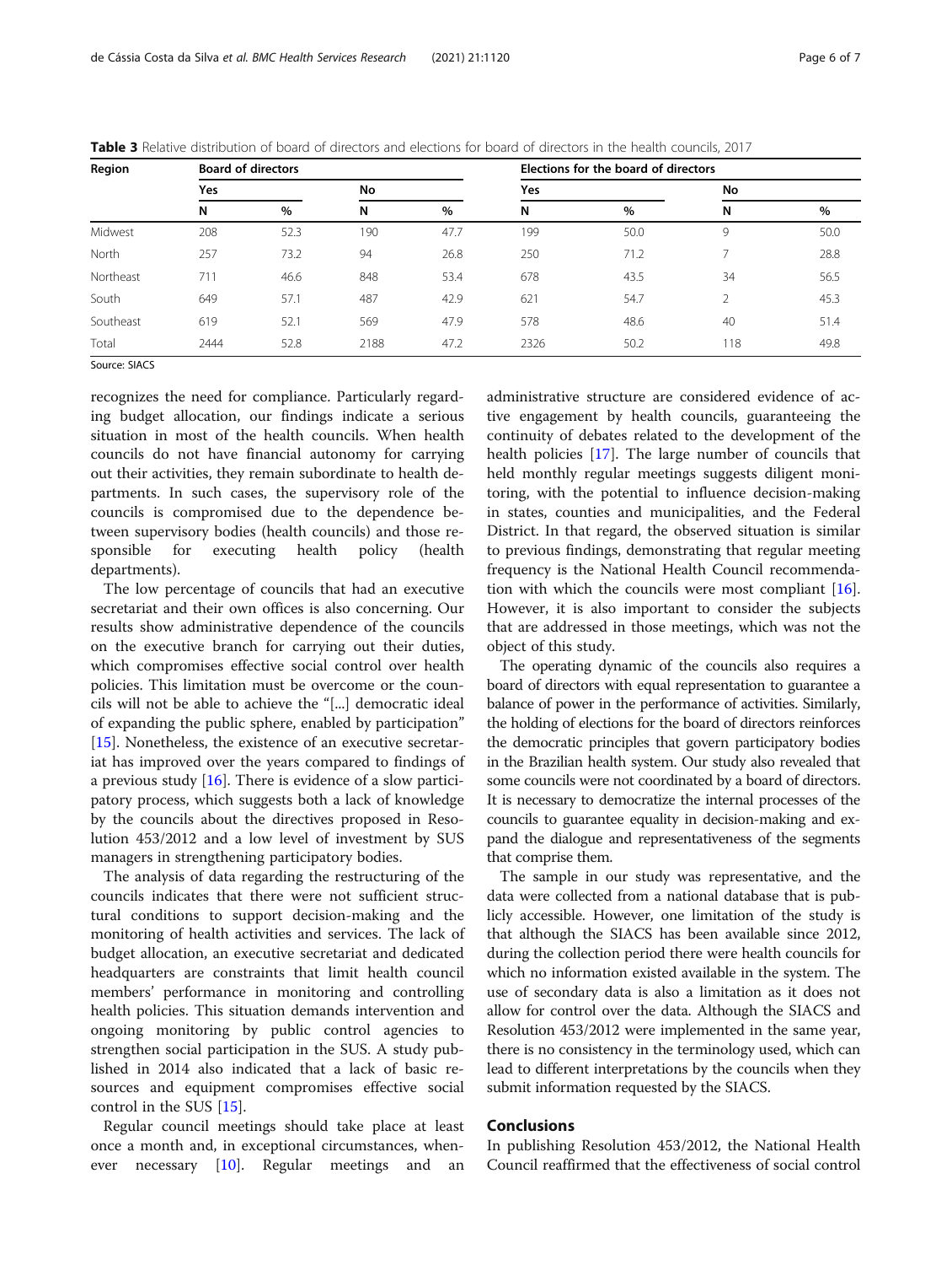**Table 3** Relative distribution of board of directors and elections for board of directors in the health councils, 2017

| Region | Board of directors | | | | Elections for the board of directors | | | |
|---|---|---|---|---|---|---|---|---|
| | Yes | | No | | Yes | | No | |
| | N | % | N | % | N | % | N | % |
| Midwest | 208 | 52.3 | 190 | 47.7 | 199 | 50.0 | 9 | 50.0 |
| North | 257 | 73.2 | 94 | 26.8 | 250 | 71.2 | 7 | 28.8 |
| Northeast | 711 | 46.6 | 848 | 53.4 | 678 | 43.5 | 34 | 56.5 |
| South | 649 | 57.1 | 487 | 42.9 | 621 | 54.7 | 2 | 45.3 |
| Southeast | 619 | 52.1 | 569 | 47.9 | 578 | 48.6 | 40 | 51.4 |
| Total | 2444 | 52.8 | 2188 | 47.2 | 2326 | 50.2 | 118 | 49.8 |

Source: SIACS

recognizes the need for compliance. Particularly regarding budget allocation, our findings indicate a serious situation in most of the health councils. When health councils do not have financial autonomy for carrying out their activities, they remain subordinate to health departments. In such cases, the supervisory role of the councils is compromised due to the dependence between supervisory bodies (health councils) and those responsible for executing health policy (health departments).

The low percentage of councils that had an executive secretariat and their own offices is also concerning. Our results show administrative dependence of the councils on the executive branch for carrying out their duties, which compromises effective social control over health policies. This limitation must be overcome or the councils will not be able to achieve the "[...] democratic ideal of expanding the public sphere, enabled by participation" [15]. Nonetheless, the existence of an executive secretariat has improved over the years compared to findings of a previous study [16]. There is evidence of a slow participatory process, which suggests both a lack of knowledge by the councils about the directives proposed in Resolution 453/2012 and a low level of investment by SUS managers in strengthening participatory bodies.

The analysis of data regarding the restructuring of the councils indicates that there were not sufficient structural conditions to support decision-making and the monitoring of health activities and services. The lack of budget allocation, an executive secretariat and dedicated headquarters are constraints that limit health council members' performance in monitoring and controlling health policies. This situation demands intervention and ongoing monitoring by public control agencies to strengthen social participation in the SUS. A study published in 2014 also indicated that a lack of basic resources and equipment compromises effective social control in the SUS [15].

Regular council meetings should take place at least once a month and, in exceptional circumstances, whenever necessary [10]. Regular meetings and an administrative structure are considered evidence of active engagement by health councils, guaranteeing the continuity of debates related to the development of the health policies [17]. The large number of councils that held monthly regular meetings suggests diligent monitoring, with the potential to influence decision-making in states, counties and municipalities, and the Federal District. In that regard, the observed situation is similar to previous findings, demonstrating that regular meeting frequency is the National Health Council recommendation with which the councils were most compliant [16]. However, it is also important to consider the subjects that are addressed in those meetings, which was not the object of this study.

The operating dynamic of the councils also requires a board of directors with equal representation to guarantee a balance of power in the performance of activities. Similarly, the holding of elections for the board of directors reinforces the democratic principles that govern participatory bodies in the Brazilian health system. Our study also revealed that some councils were not coordinated by a board of directors. It is necessary to democratize the internal processes of the councils to guarantee equality in decision-making and expand the dialogue and representativeness of the segments that comprise them.

The sample in our study was representative, and the data were collected from a national database that is publicly accessible. However, one limitation of the study is that although the SIACS has been available since 2012, during the collection period there were health councils for which no information existed available in the system. The use of secondary data is also a limitation as it does not allow for control over the data. Although the SIACS and Resolution 453/2012 were implemented in the same year, there is no consistency in the terminology used, which can lead to different interpretations by the councils when they submit information requested by the SIACS.

## Conclusions

In publishing Resolution 453/2012, the National Health Council reaffirmed that the effectiveness of social control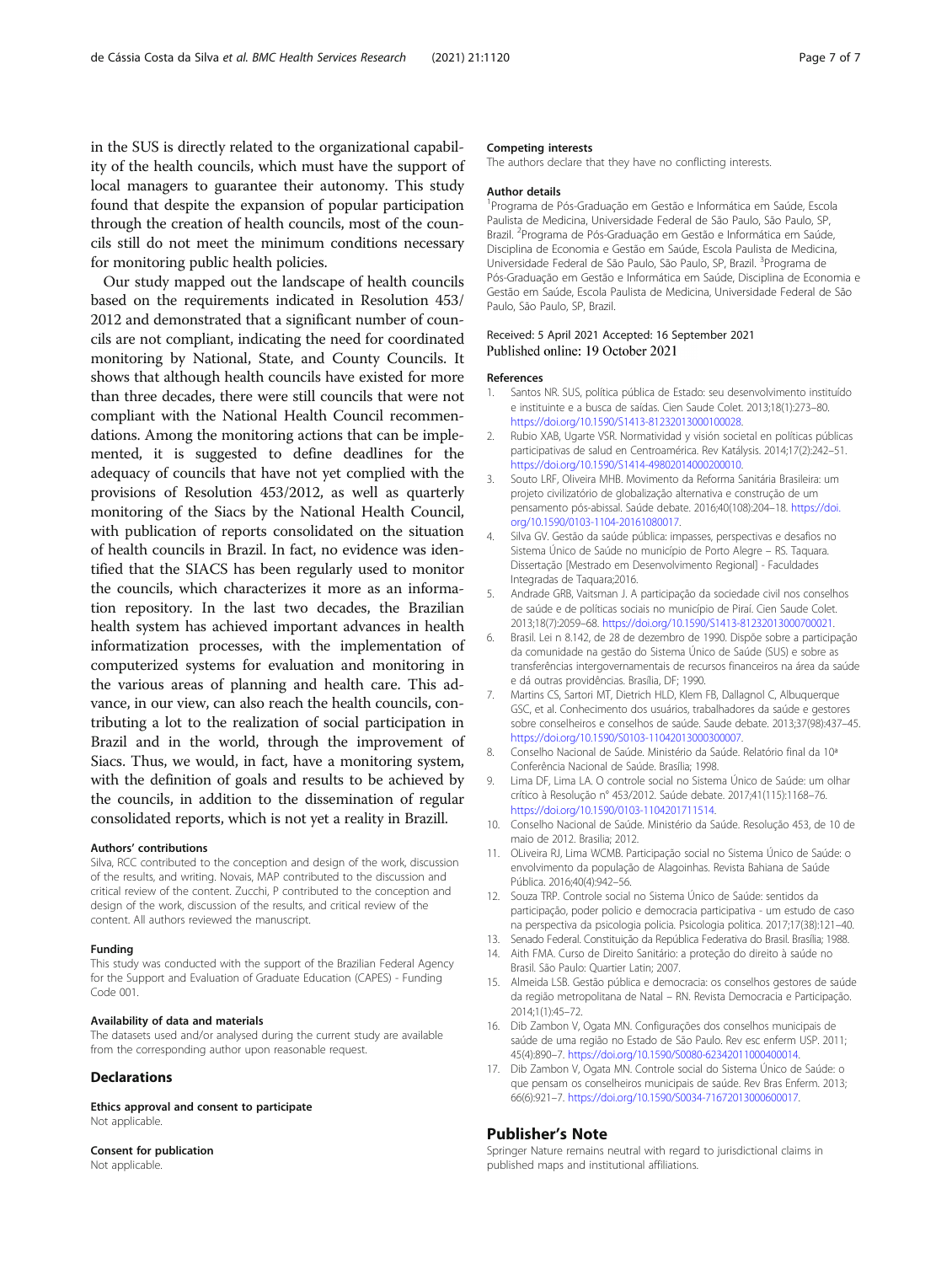in the SUS is directly related to the organizational capability of the health councils, which must have the support of local managers to guarantee their autonomy. This study found that despite the expansion of popular participation through the creation of health councils, most of the councils still do not meet the minimum conditions necessary for monitoring public health policies.

Our study mapped out the landscape of health councils based on the requirements indicated in Resolution 453/2012 and demonstrated that a significant number of councils are not compliant, indicating the need for coordinated monitoring by National, State, and County Councils. It shows that although health councils have existed for more than three decades, there were still councils that were not compliant with the National Health Council recommendations. Among the monitoring actions that can be implemented, it is suggested to define deadlines for the adequacy of councils that have not yet complied with the provisions of Resolution 453/2012, as well as quarterly monitoring of the Siacs by the National Health Council, with publication of reports consolidated on the situation of health councils in Brazil. In fact, no evidence was identified that the SIACS has been regularly used to monitor the councils, which characterizes it more as an information repository. In the last two decades, the Brazilian health system has achieved important advances in health informatization processes, with the implementation of computerized systems for evaluation and monitoring in the various areas of planning and health care. This advance, in our view, can also reach the health councils, contributing a lot to the realization of social participation in Brazil and in the world, through the improvement of Siacs. Thus, we would, in fact, have a monitoring system, with the definition of goals and results to be achieved by the councils, in addition to the dissemination of regular consolidated reports, which is not yet a reality in Brazill.

#### Authors' contributions

Silva, RCC contributed to the conception and design of the work, discussion of the results, and writing. Novais, MAP contributed to the discussion and critical review of the content. Zucchi, P contributed to the conception and design of the work, discussion of the results, and critical review of the content. All authors reviewed the manuscript.

#### Funding

This study was conducted with the support of the Brazilian Federal Agency for the Support and Evaluation of Graduate Education (CAPES) - Funding Code 001.

#### Availability of data and materials

The datasets used and/or analysed during the current study are available from the corresponding author upon reasonable request.

## Declarations

#### Ethics approval and consent to participate

Not applicable.

#### Consent for publication

Not applicable.

#### Competing interests

The authors declare that they have no conflicting interests.

#### Author details

[1]Programa de Pós-Graduação em Gestão e Informática em Saúde, Escola Paulista de Medicina, Universidade Federal de São Paulo, São Paulo, SP, Brazil. [2]Programa de Pós-Graduação em Gestão e Informática em Saúde, Disciplina de Economia e Gestão em Saúde, Escola Paulista de Medicina, Universidade Federal de São Paulo, São Paulo, SP, Brazil. [3]Programa de Pós-Graduação em Gestão e Informática em Saúde, Disciplina de Economia e Gestão em Saúde, Escola Paulista de Medicina, Universidade Federal de São Paulo, São Paulo, SP, Brazil.

Received: 5 April 2021 Accepted: 16 September 2021
Published online: 19 October 2021

#### References

1. Santos NR. SUS, política pública de Estado: seu desenvolvimento instituído e instituinte e a busca de saídas. Cien Saude Colet. 2013;18(1):273–80. https://doi.org/10.1590/S1413-81232013000100028.
2. Rubio XAB, Ugarte VSR. Normatividad y visión societal en políticas públicas participativas de salud en Centroamérica. Rev Katálysis. 2014;17(2):242–51. https://doi.org/10.1590/S1414-49802014000200010.
3. Souto LRF, Oliveira MHB. Movimento da Reforma Sanitária Brasileira: um projeto civilizatório de globalização alternativa e construção de um pensamento pós-abissal. Saúde debate. 2016;40(108):204–18. https://doi.org/10.1590/0103-1104-20161080017.
4. Silva GV. Gestão da saúde pública: impasses, perspectivas e desafios no Sistema Único de Saúde no município de Porto Alegre – RS. Taquara. Dissertação [Mestrado em Desenvolvimento Regional] - Faculdades Integradas de Taquara;2016.
5. Andrade GRB, Vaitsman J. A participação da sociedade civil nos conselhos de saúde e de políticas sociais no município de Piraí. Cien Saude Colet. 2013;18(7):2059–68. https://doi.org/10.1590/S1413-81232013000700021.
6. Brasil. Lei n 8.142, de 28 de dezembro de 1990. Dispõe sobre a participação da comunidade na gestão do Sistema Único de Saúde (SUS) e sobre as transferências intergovernamentais de recursos financeiros na área da saúde e dá outras providências. Brasília, DF; 1990.
7. Martins CS, Sartori MT, Dietrich HLD, Klem FB, Dallagnol C, Albuquerque GSC, et al. Conhecimento dos usuários, trabalhadores da saúde e gestores sobre conselheiros e conselhos de saúde. Saude debate. 2013;37(98):437–45. https://doi.org/10.1590/S0103-11042013000300007.
8. Conselho Nacional de Saúde. Ministério da Saúde. Relatório final da 10ª Conferência Nacional de Saúde. Brasília; 1998.
9. Lima DF, Lima LA. O controle social no Sistema Único de Saúde: um olhar crítico à Resolução n° 453/2012. Saúde debate. 2017;41(115):1168–76. https://doi.org/10.1590/0103-1104201711514.
10. Conselho Nacional de Saúde. Ministério da Saúde. Resolução 453, de 10 de maio de 2012. Brasilia; 2012.
11. OLiveira RJ, Lima WCMB. Participação social no Sistema Único de Saúde: o envolvimento da população de Alagoinhas. Revista Bahiana de Saúde Pública. 2016;40(4):942–56.
12. Souza TRP. Controle social no Sistema Único de Saúde: sentidos da participação, poder policio e democracia participativa - um estudo de caso na perspectiva da psicologia policia. Psicologia política. 2017;17(38):121–40.
13. Senado Federal. Constituição da República Federativa do Brasil. Brasília; 1988.
14. Aith FMA. Curso de Direito Sanitário: a proteção do direito à saúde no Brasil. São Paulo: Quartier Latin; 2007.
15. Almeida LSB. Gestão pública e democracia: os conselhos gestores de saúde da região metropolitana de Natal – RN. Revista Democracia e Participação. 2014;1(1):45–72.
16. Dib Zambon V, Ogata MN. Configurações dos conselhos municipais de saúde de uma região no Estado de São Paulo. Rev esc enferm USP. 2011; 45(4):890–7. https://doi.org/10.1590/S0080-62342011000400014.
17. Dib Zambon V, Ogata MN. Controle social do Sistema Único de Saúde: o que pensam os conselheiros municipais de saúde. Rev Bras Enferm. 2013; 66(6):921–7. https://doi.org/10.1590/S0034-71672013000600017.

## Publisher's Note

Springer Nature remains neutral with regard to jurisdictional claims in published maps and institutional affiliations.